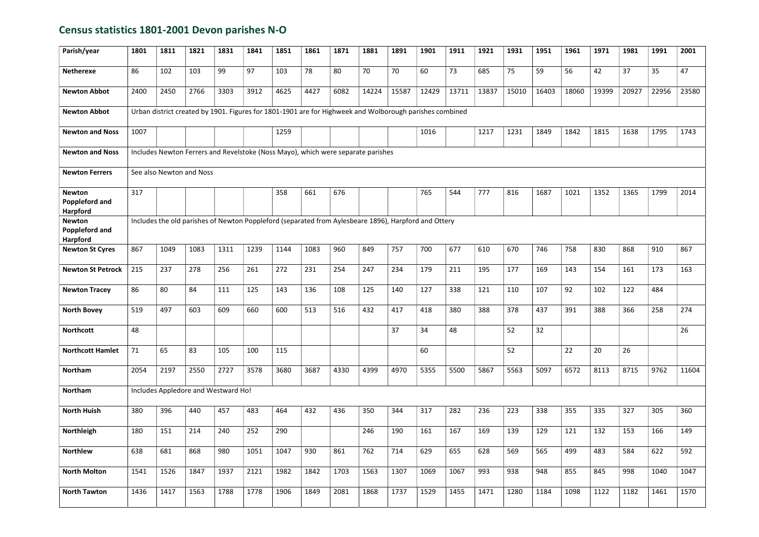## Census statistics 1801-2001 Devon parishes N-O

| Parish/year | 1801 | 1811 | 1821 | 1831 | 1841 | 1851 | 1861 | 1871 | 1881 | 1891 | 1901 | 1911 | 1921 | 1931 | 1951 | 1961 | 1971 | 1981 | 1991 | 2001 |
|---|---|---|---|---|---|---|---|---|---|---|---|---|---|---|---|---|---|---|---|---|
| **Netherexe** | 86 | 102 | 103 | 99 | 97 | 103 | 78 | 80 | 70 | 70 | 60 | 73 | 685 | 75 | 59 | 56 | 42 | 37 | 35 | 47 |
| **Newton Abbot** | 2400 | 2450 | 2766 | 3303 | 3912 | 4625 | 4427 | 6082 | 14224 | 15587 | 12429 | 13711 | 13837 | 15010 | 16403 | 18060 | 19399 | 20927 | 22956 | 23580 |
| **Newton Abbot** | Urban district created by 1901. Figures for 1801-1901 are for Highweek and Wolborough parishes combined | | | | | | | | | | | | | | | | | | | |
| **Newton and Noss** | 1007 | | | | | 1259 | | | | | 1016 | | 1217 | 1231 | 1849 | 1842 | 1815 | 1638 | 1795 | 1743 |
| **Newton and Noss** | Includes Newton Ferrers and Revelstoke (Noss Mayo), which were separate parishes | | | | | | | | | | | | | | | | | | | |
| **Newton Ferrers** | See also Newton and Noss | | | | | | | | | | | | | | | | | | | |
| **Newton Poppleford and Harpford** | 317 | | | | | 358 | 661 | 676 | | | 765 | 544 | 777 | 816 | 1687 | 1021 | 1352 | 1365 | 1799 | 2014 |
| **Newton Poppleford and Harpford** | Includes the old parishes of Newton Poppleford (separated from Aylesbeare 1896), Harpford and Ottery | | | | | | | | | | | | | | | | | | | |
| **Newton St Cyres** | 867 | 1049 | 1083 | 1311 | 1239 | 1144 | 1083 | 960 | 849 | 757 | 700 | 677 | 610 | 670 | 746 | 758 | 830 | 868 | 910 | 867 |
| **Newton St Petrock** | 215 | 237 | 278 | 256 | 261 | 272 | 231 | 254 | 247 | 234 | 179 | 211 | 195 | 177 | 169 | 143 | 154 | 161 | 173 | 163 |
| **Newton Tracey** | 86 | 80 | 84 | 111 | 125 | 143 | 136 | 108 | 125 | 140 | 127 | 338 | 121 | 110 | 107 | 92 | 102 | 122 | 484 | |
| **North Bovey** | 519 | 497 | 603 | 609 | 660 | 600 | 513 | 516 | 432 | 417 | 418 | 380 | 388 | 378 | 437 | 391 | 388 | 366 | 258 | 274 |
| **Northcott** | 48 | | | | | | | | | 37 | 34 | 48 | | 52 | 32 | | | | | 26 |
| **Northcott Hamlet** | 71 | 65 | 83 | 105 | 100 | 115 | | | | | 60 | | | 52 | | 22 | 20 | 26 | | |
| **Northam** | 2054 | 2197 | 2550 | 2727 | 3578 | 3680 | 3687 | 4330 | 4399 | 4970 | 5355 | 5500 | 5867 | 5563 | 5097 | 6572 | 8113 | 8715 | 9762 | 11604 |
| **Northam** | Includes Appledore and Westward Ho! | | | | | | | | | | | | | | | | | | | |
| **North Huish** | 380 | 396 | 440 | 457 | 483 | 464 | 432 | 436 | 350 | 344 | 317 | 282 | 236 | 223 | 338 | 355 | 335 | 327 | 305 | 360 |
| **Northleigh** | 180 | 151 | 214 | 240 | 252 | 290 | | | 246 | 190 | 161 | 167 | 169 | 139 | 129 | 121 | 132 | 153 | 166 | 149 |
| **Northlew** | 638 | 681 | 868 | 980 | 1051 | 1047 | 930 | 861 | 762 | 714 | 629 | 655 | 628 | 569 | 565 | 499 | 483 | 584 | 622 | 592 |
| **North Molton** | 1541 | 1526 | 1847 | 1937 | 2121 | 1982 | 1842 | 1703 | 1563 | 1307 | 1069 | 1067 | 993 | 938 | 948 | 855 | 845 | 998 | 1040 | 1047 |
| **North Tawton** | 1436 | 1417 | 1563 | 1788 | 1778 | 1906 | 1849 | 2081 | 1868 | 1737 | 1529 | 1455 | 1471 | 1280 | 1184 | 1098 | 1122 | 1182 | 1461 | 1570 |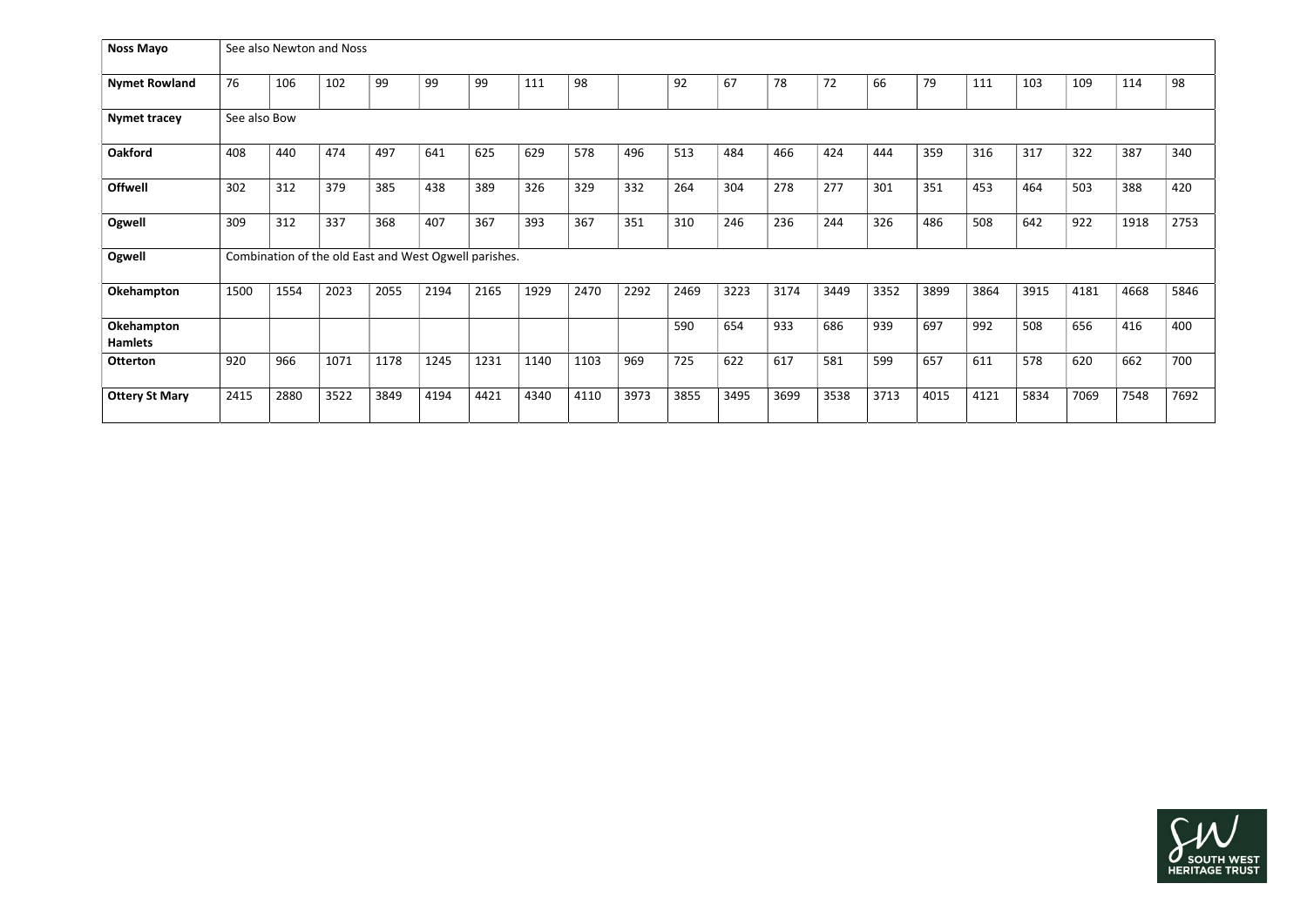| | | | | | | | | | | | | | | | | | | | | |
|---|---|---|---|---|---|---|---|---|---|---|---|---|---|---|---|---|---|---|---|---|
| **Noss Mayo** | See also Newton and Noss | | | | | | | | | | | | | | | | | | | |
| **Nymet Rowland** | 76 | 106 | 102 | 99 | 99 | 99 | 111 | 98 | | 92 | 67 | 78 | 72 | 66 | 79 | 111 | 103 | 109 | 114 | 98 |
| **Nymet tracey** | See also Bow | | | | | | | | | | | | | | | | | | | |
| **Oakford** | 408 | 440 | 474 | 497 | 641 | 625 | 629 | 578 | 496 | 513 | 484 | 466 | 424 | 444 | 359 | 316 | 317 | 322 | 387 | 340 |
| **Offwell** | 302 | 312 | 379 | 385 | 438 | 389 | 326 | 329 | 332 | 264 | 304 | 278 | 277 | 301 | 351 | 453 | 464 | 503 | 388 | 420 |
| **Ogwell** | 309 | 312 | 337 | 368 | 407 | 367 | 393 | 367 | 351 | 310 | 246 | 236 | 244 | 326 | 486 | 508 | 642 | 922 | 1918 | 2753 |
| **Ogwell** | Combination of the old East and West Ogwell parishes. | | | | | | | | | | | | | | | | | | | |
| **Okehampton** | 1500 | 1554 | 2023 | 2055 | 2194 | 2165 | 1929 | 2470 | 2292 | 2469 | 3223 | 3174 | 3449 | 3352 | 3899 | 3864 | 3915 | 4181 | 4668 | 5846 |
| **Okehampton Hamlets** | | | | | | | | | | 590 | 654 | 933 | 686 | 939 | 697 | 992 | 508 | 656 | 416 | 400 |
| **Otterton** | 920 | 966 | 1071 | 1178 | 1245 | 1231 | 1140 | 1103 | 969 | 725 | 622 | 617 | 581 | 599 | 657 | 611 | 578 | 620 | 662 | 700 |
| **Ottery St Mary** | 2415 | 2880 | 3522 | 3849 | 4194 | 4421 | 4340 | 4110 | 3973 | 3855 | 3495 | 3699 | 3538 | 3713 | 4015 | 4121 | 5834 | 7069 | 7548 | 7692 |